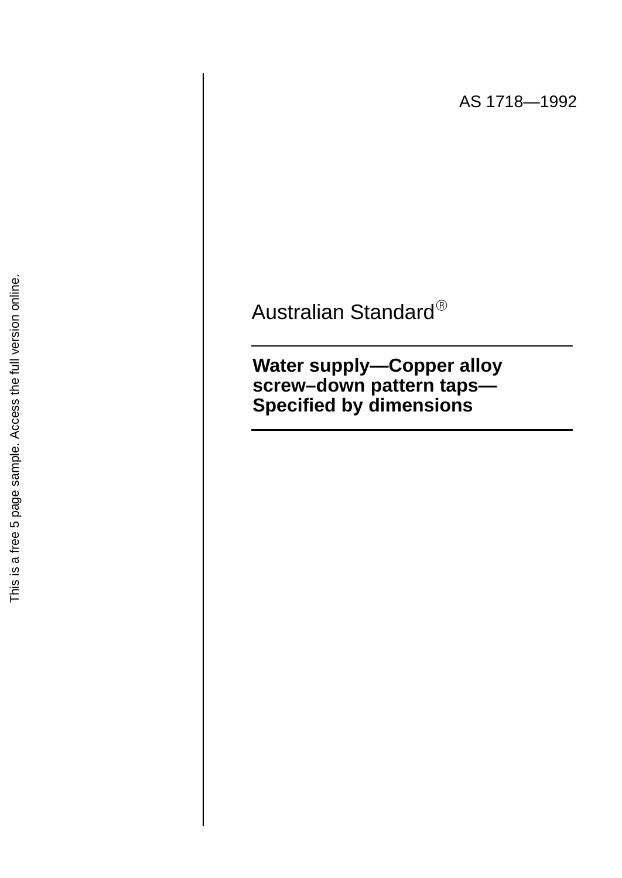AS 1718—1992

Australian Standard®

# Water supply—Copper alloy screw–down pattern taps—Specified by dimensions

This is a free 5 page sample. Access the full version online.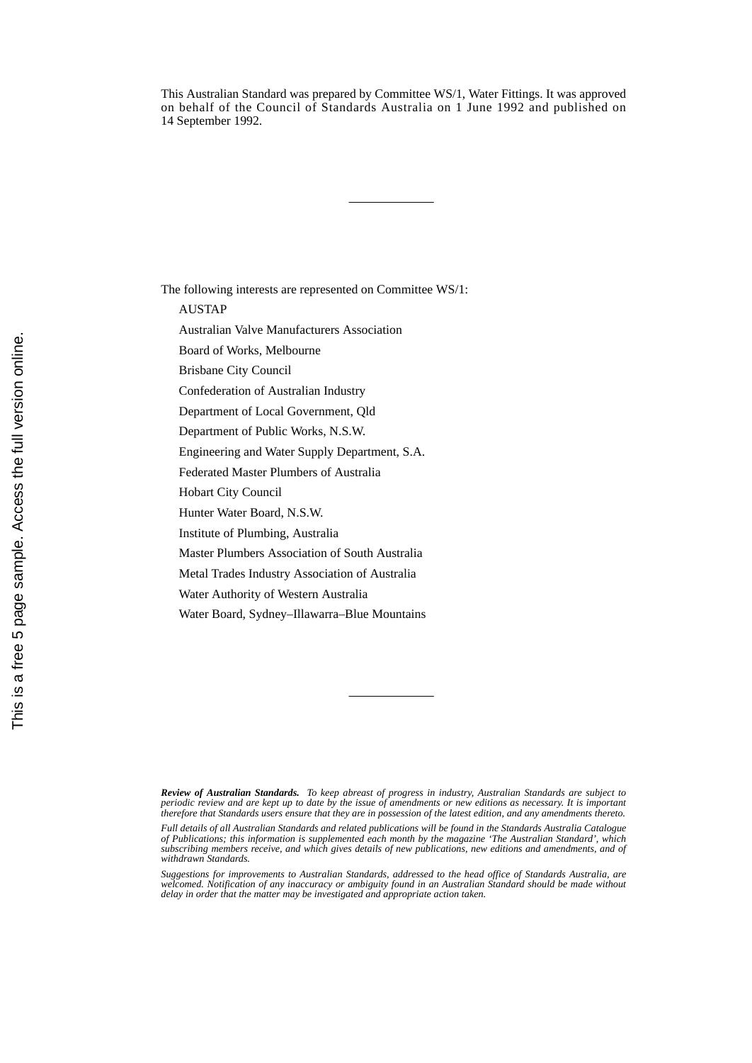This Australian Standard was prepared by Committee WS/1, Water Fittings. It was approved on behalf of the Council of Standards Australia on 1 June 1992 and published on 14 September 1992.

---

The following interests are represented on Committee WS/1:

- AUSTAP
- Australian Valve Manufacturers Association
- Board of Works, Melbourne
- Brisbane City Council
- Confederation of Australian Industry
- Department of Local Government, Qld
- Department of Public Works, N.S.W.
- Engineering and Water Supply Department, S.A.
- Federated Master Plumbers of Australia
- Hobart City Council
- Hunter Water Board, N.S.W.
- Institute of Plumbing, Australia
- Master Plumbers Association of South Australia
- Metal Trades Industry Association of Australia
- Water Authority of Western Australia
- Water Board, Sydney–Illawarra–Blue Mountains

---

***Review of Australian Standards.*** *To keep abreast of progress in industry, Australian Standards are subject to periodic review and are kept up to date by the issue of amendments or new editions as necessary. It is important therefore that Standards users ensure that they are in possession of the latest edition, and any amendments thereto.*

*Full details of all Australian Standards and related publications will be found in the Standards Australia Catalogue of Publications; this information is supplemented each month by the magazine 'The Australian Standard', which subscribing members receive, and which gives details of new publications, new editions and amendments, and of withdrawn Standards.*

*Suggestions for improvements to Australian Standards, addressed to the head office of Standards Australia, are welcomed. Notification of any inaccuracy or ambiguity found in an Australian Standard should be made without delay in order that the matter may be investigated and appropriate action taken.*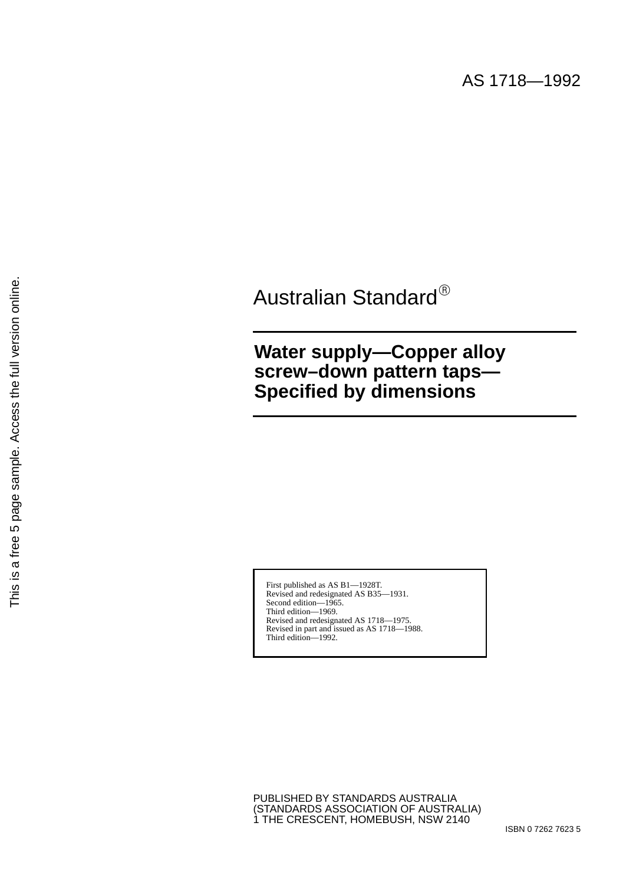AS 1718—1992

Australian Standard®

# Water supply—Copper alloy screw–down pattern taps—Specified by dimensions

First published as AS B1—1928T.
Revised and redesignated AS B35—1931.
Second edition—1965.
Third edition—1969.
Revised and redesignated AS 1718—1975.
Revised in part and issued as AS 1718—1988.
Third edition—1992.

PUBLISHED BY STANDARDS AUSTRALIA
(STANDARDS ASSOCIATION OF AUSTRALIA)
1 THE CRESCENT, HOMEBUSH, NSW 2140

ISBN 0 7262 7623 5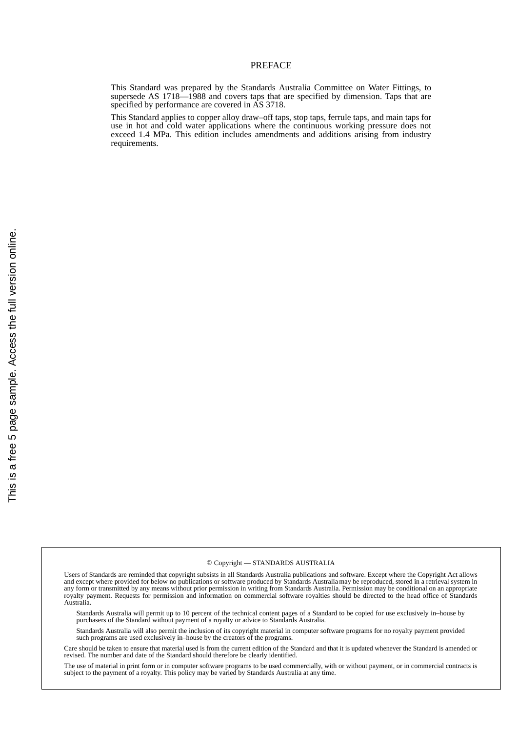# PREFACE

This Standard was prepared by the Standards Australia Committee on Water Fittings, to supersede AS 1718—1988 and covers taps that are specified by dimension. Taps that are specified by performance are covered in AS 3718.

This Standard applies to copper alloy draw–off taps, stop taps, ferrule taps, and main taps for use in hot and cold water applications where the continuous working pressure does not exceed 1.4 MPa. This edition includes amendments and additions arising from industry requirements.

© Copyright — STANDARDS AUSTRALIA

Users of Standards are reminded that copyright subsists in all Standards Australia publications and software. Except where the Copyright Act allows and except where provided for below no publications or software produced by Standards Australia may be reproduced, stored in a retrieval system in any form or transmitted by any means without prior permission in writing from Standards Australia. Permission may be conditional on an appropriate royalty payment. Requests for permission and information on commercial software royalties should be directed to the head office of Standards Australia.

Standards Australia will permit up to 10 percent of the technical content pages of a Standard to be copied for use exclusively in–house by purchasers of the Standard without payment of a royalty or advice to Standards Australia.

Standards Australia will also permit the inclusion of its copyright material in computer software programs for no royalty payment provided such programs are used exclusively in–house by the creators of the programs.

Care should be taken to ensure that material used is from the current edition of the Standard and that it is updated whenever the Standard is amended or revised. The number and date of the Standard should therefore be clearly identified.

The use of material in print form or in computer software programs to be used commercially, with or without payment, or in commercial contracts is subject to the payment of a royalty. This policy may be varied by Standards Australia at any time.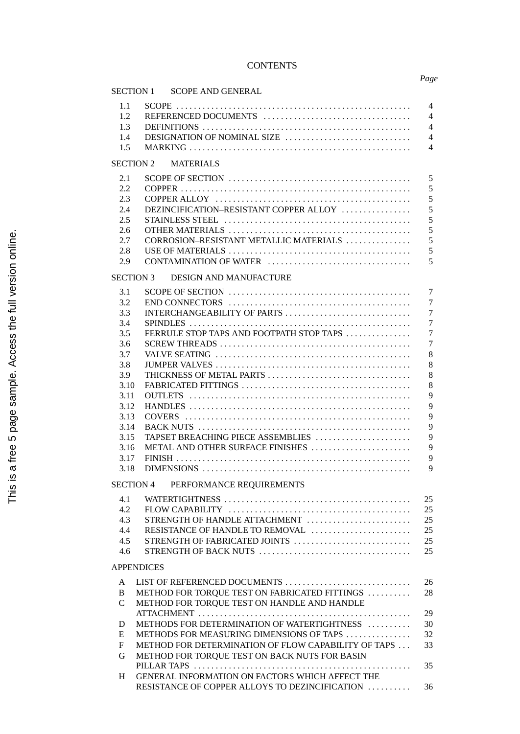# CONTENTS

| | | Page |
|---|---|---|
| **SECTION 1** | **SCOPE AND GENERAL** | |
| 1.1 | SCOPE | 4 |
| 1.2 | REFERENCED DOCUMENTS | 4 |
| 1.3 | DEFINITIONS | 4 |
| 1.4 | DESIGNATION OF NOMINAL SIZE | 4 |
| 1.5 | MARKING | 4 |
| **SECTION 2** | **MATERIALS** | |
| 2.1 | SCOPE OF SECTION | 5 |
| 2.2 | COPPER | 5 |
| 2.3 | COPPER ALLOY | 5 |
| 2.4 | DEZINCIFICATION–RESISTANT COPPER ALLOY | 5 |
| 2.5 | STAINLESS STEEL | 5 |
| 2.6 | OTHER MATERIALS | 5 |
| 2.7 | CORROSION–RESISTANT METALLIC MATERIALS | 5 |
| 2.8 | USE OF MATERIALS | 5 |
| 2.9 | CONTAMINATION OF WATER | 5 |
| **SECTION 3** | **DESIGN AND MANUFACTURE** | |
| 3.1 | SCOPE OF SECTION | 7 |
| 3.2 | END CONNECTORS | 7 |
| 3.3 | INTERCHANGEABILITY OF PARTS | 7 |
| 3.4 | SPINDLES | 7 |
| 3.5 | FERRULE STOP TAPS AND FOOTPATH STOP TAPS | 7 |
| 3.6 | SCREW THREADS | 7 |
| 3.7 | VALVE SEATING | 8 |
| 3.8 | JUMPER VALVES | 8 |
| 3.9 | THICKNESS OF METAL PARTS | 8 |
| 3.10 | FABRICATED FITTINGS | 8 |
| 3.11 | OUTLETS | 9 |
| 3.12 | HANDLES | 9 |
| 3.13 | COVERS | 9 |
| 3.14 | BACK NUTS | 9 |
| 3.15 | TAPSET BREACHING PIECE ASSEMBLIES | 9 |
| 3.16 | METAL AND OTHER SURFACE FINISHES | 9 |
| 3.17 | FINISH | 9 |
| 3.18 | DIMENSIONS | 9 |
| **SECTION 4** | **PERFORMANCE REQUIREMENTS** | |
| 4.1 | WATERTIGHTNESS | 25 |
| 4.2 | FLOW CAPABILITY | 25 |
| 4.3 | STRENGTH OF HANDLE ATTACHMENT | 25 |
| 4.4 | RESISTANCE OF HANDLE TO REMOVAL | 25 |
| 4.5 | STRENGTH OF FABRICATED JOINTS | 25 |
| 4.6 | STRENGTH OF BACK NUTS | 25 |
| **APPENDICES** | | |
| A | LIST OF REFERENCED DOCUMENTS | 26 |
| B | METHOD FOR TORQUE TEST ON FABRICATED FITTINGS | 28 |
| C | METHOD FOR TORQUE TEST ON HANDLE AND HANDLE ATTACHMENT | 29 |
| D | METHODS FOR DETERMINATION OF WATERTIGHTNESS | 30 |
| E | METHODS FOR MEASURING DIMENSIONS OF TAPS | 32 |
| F | METHOD FOR DETERMINATION OF FLOW CAPABILITY OF TAPS | 33 |
| G | METHOD FOR TORQUE TEST ON BACK NUTS FOR BASIN PILLAR TAPS | 35 |
| H | GENERAL INFORMATION ON FACTORS WHICH AFFECT THE RESISTANCE OF COPPER ALLOYS TO DEZINCIFICATION | 36 |